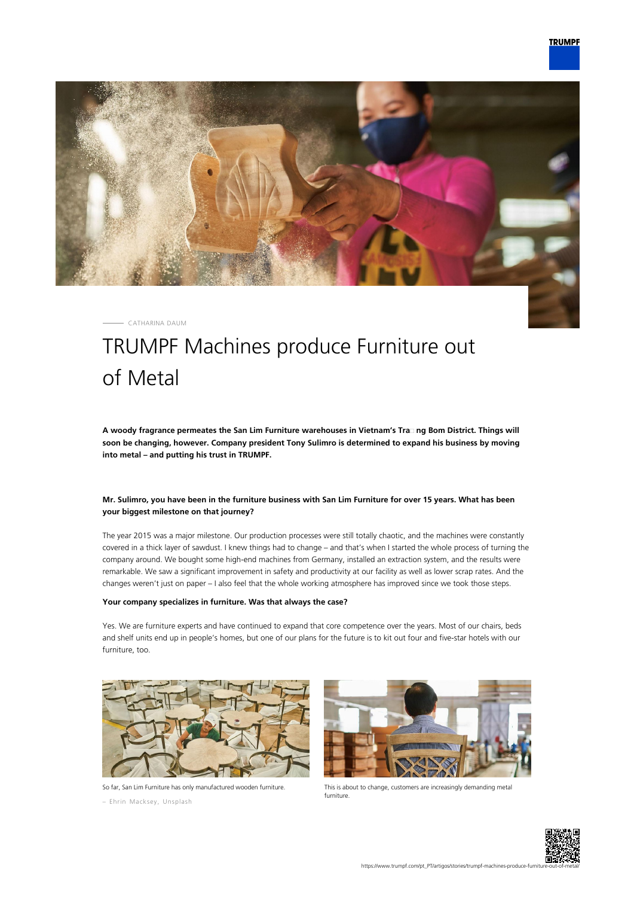CATHARINA DAUM

# TRUMPF Machines produce Furniture out of Metal

**A woody fragrance permeates the San Lim Furniture warehouses in Vietnam's Tra ng Bom District. Things will soon be changing, however. Company president Tony Sulimro is determined to expand his business by moving into metal – and putting his trust in TRUMPF.**

**Mr. Sulimro, you have been in the furniture business with San Lim Furniture for over 15 years. What has been your biggest milestone on that journey?**

The year 2015 was a major milestone. Our production processes were still totally chaotic, and the machines were constantly covered in a thick layer of sawdust. I knew things had to change – and that's when I started the whole process of turning the company around. We bought some high-end machines from Germany, installed an extraction system, and the results were remarkable. We saw a significant improvement in safety and productivity at our facility as well as lower scrap rates. And the changes weren't just on paper – I also feel that the whole working atmosphere has improved since we took those steps.

**Your company specializes in furniture. Was that always the case?**

Yes. We are furniture experts and have continued to expand that core competence over the years. Most of our chairs, beds and shelf units end up in people's homes, but one of our plans for the future is to kit out four and five-star hotels with our furniture, too.

So far, San Lim Furniture has only manufactured wooden furniture.

– Ehrin Macksey, Unsplash

This is about to change, customers are increasingly demanding metal furniture.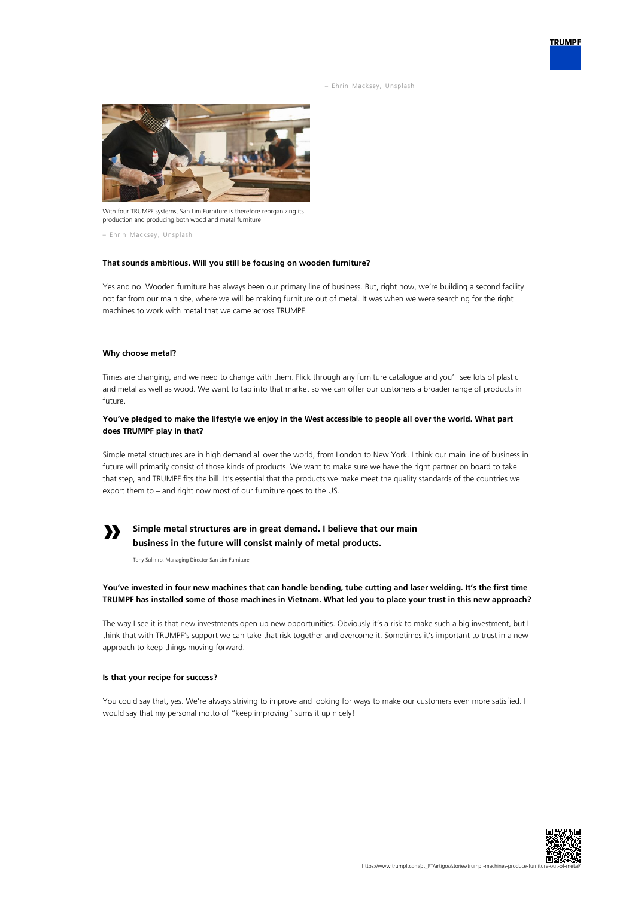– Ehrin Macksey, Unsplash

With four TRUMPF systems, San Lim Furniture is therefore reorganizing its production and producing both wood and metal furniture.

– Ehrin Macksey, Unsplash

**That sounds ambitious. Will you still be focusing on wooden furniture?**

Yes and no. Wooden furniture has always been our primary line of business. But, right now, we're building a second facility not far from our main site, where we will be making furniture out of metal. It was when we were searching for the right machines to work with metal that we came across TRUMPF.

**Why choose metal?**

Times are changing, and we need to change with them. Flick through any furniture catalogue and you'll see lots of plastic and metal as well as wood. We want to tap into that market so we can offer our customers a broader range of products in future.

**You've pledged to make the lifestyle we enjoy in the West accessible to people all over the world. What part does TRUMPF play in that?**

Simple metal structures are in high demand all over the world, from London to New York. I think our main line of business in future will primarily consist of those kinds of products. We want to make sure we have the right partner on board to take that step, and TRUMPF fits the bill. It's essential that the products we make meet the quality standards of the countries we export them to – and right now most of our furniture goes to the US.

> **Simple metal structures are in great demand. I believe that our main business in the future will consist mainly of metal products.**
>
> Tony Sulimro, Managing Director San Lim Furniture

**You've invested in four new machines that can handle bending, tube cutting and laser welding. It's the first time TRUMPF has installed some of those machines in Vietnam. What led you to place your trust in this new approach?**

The way I see it is that new investments open up new opportunities. Obviously it's a risk to make such a big investment, but I think that with TRUMPF's support we can take that risk together and overcome it. Sometimes it's important to trust in a new approach to keep things moving forward.

**Is that your recipe for success?**

You could say that, yes. We're always striving to improve and looking for ways to make our customers even more satisfied. I would say that my personal motto of "keep improving" sums it up nicely!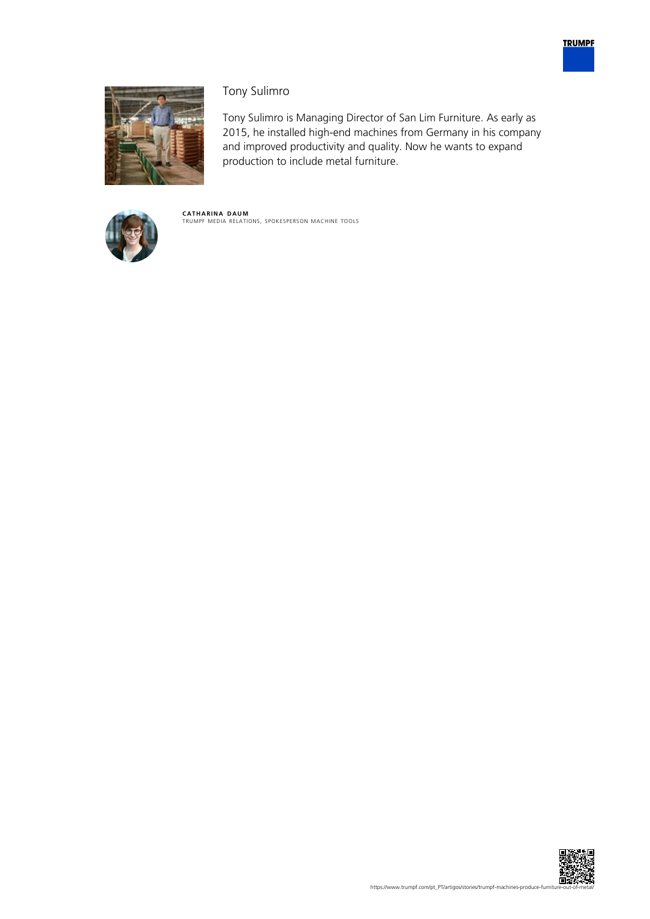### Tony Sulimro

Tony Sulimro is Managing Director of San Lim Furniture. As early as 2015, he installed high-end machines from Germany in his company and improved productivity and quality. Now he wants to expand production to include metal furniture.

**CATHARINA DAUM**
TRUMPF MEDIA RELATIONS, SPOKESPERSON MACHINE TOOLS